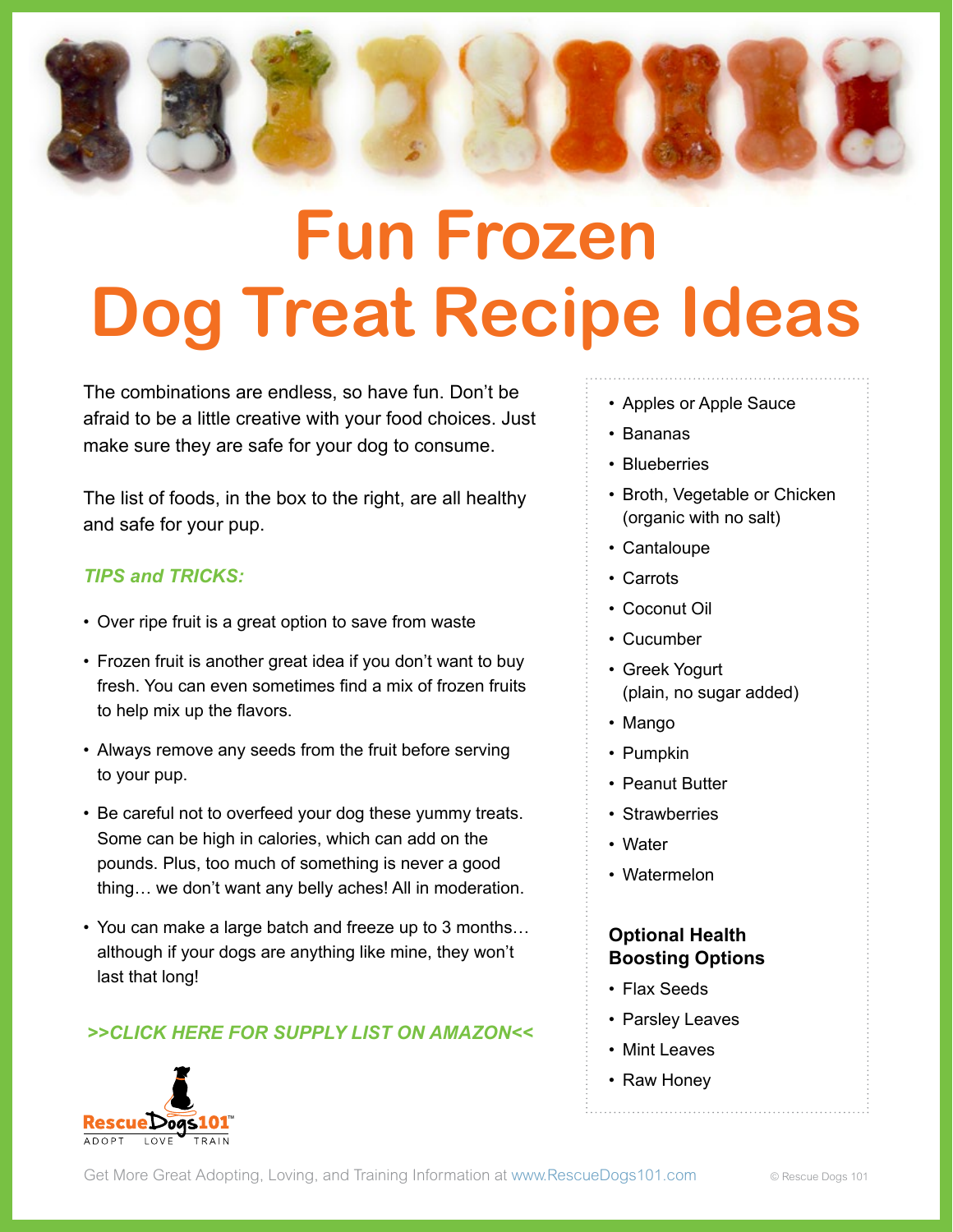# Fun Frozen Dog Treat Recipe Ideas

The combinations are endless, so have fun. Don't be afraid to be a little creative with your food choices. Just make sure they are safe for your dog to consume.

The list of foods, in the box to the right, are all healthy and safe for your pup.

***TIPS and TRICKS:***

- Over ripe fruit is a great option to save from waste
- Frozen fruit is another great idea if you don't want to buy fresh. You can even sometimes find a mix of frozen fruits to help mix up the flavors.
- Always remove any seeds from the fruit before serving to your pup.
- Be careful not to overfeed your dog these yummy treats. Some can be high in calories, which can add on the pounds. Plus, too much of something is never a good thing… we don't want any belly aches! All in moderation.
- You can make a large batch and freeze up to 3 months… although if your dogs are anything like mine, they won't last that long!

***>>CLICK HERE FOR SUPPLY LIST ON AMAZON<<***

RescueDogs101™
ADOPT LOVE TRAIN

- Apples or Apple Sauce
- Bananas
- Blueberries
- Broth, Vegetable or Chicken (organic with no salt)
- Cantaloupe
- Carrots
- Coconut Oil
- Cucumber
- Greek Yogurt (plain, no sugar added)
- Mango
- Pumpkin
- Peanut Butter
- Strawberries
- Water
- Watermelon

**Optional Health Boosting Options**

- Flax Seeds
- Parsley Leaves
- Mint Leaves
- Raw Honey

Get More Great Adopting, Loving, and Training Information at www.RescueDogs101.com

© Rescue Dogs 101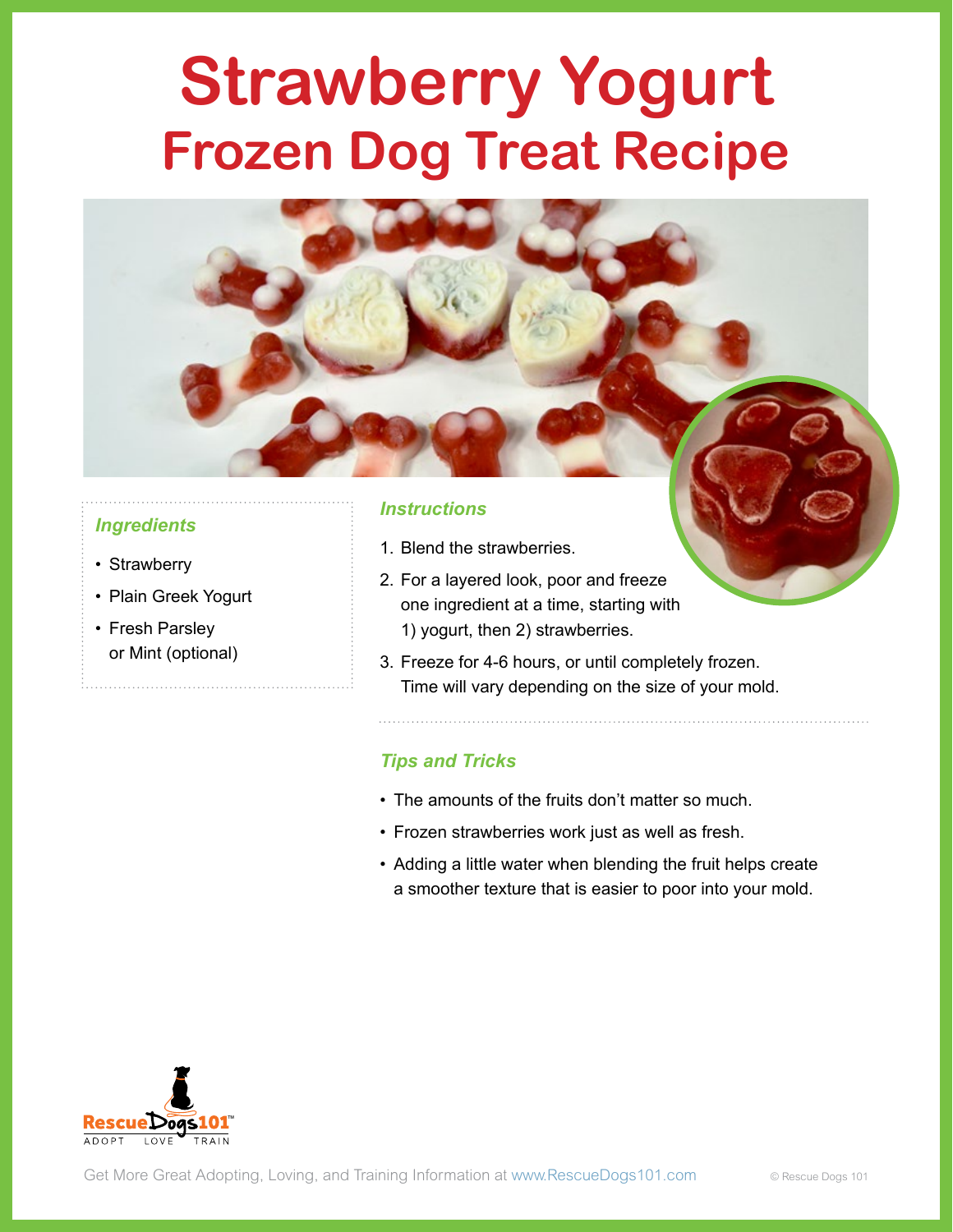# Strawberry Yogurt
## Frozen Dog Treat Recipe

### Ingredients

- Strawberry
- Plain Greek Yogurt
- Fresh Parsley or Mint (optional)

### Instructions

1. Blend the strawberries.
2. For a layered look, poor and freeze one ingredient at a time, starting with 1) yogurt, then 2) strawberries.
3. Freeze for 4-6 hours, or until completely frozen. Time will vary depending on the size of your mold.

### Tips and Tricks

- The amounts of the fruits don't matter so much.
- Frozen strawberries work just as well as fresh.
- Adding a little water when blending the fruit helps create a smoother texture that is easier to poor into your mold.

RescueDogs101™ ADOPT LOVE TRAIN

Get More Great Adopting, Loving, and Training Information at www.RescueDogs101.com

© Rescue Dogs 101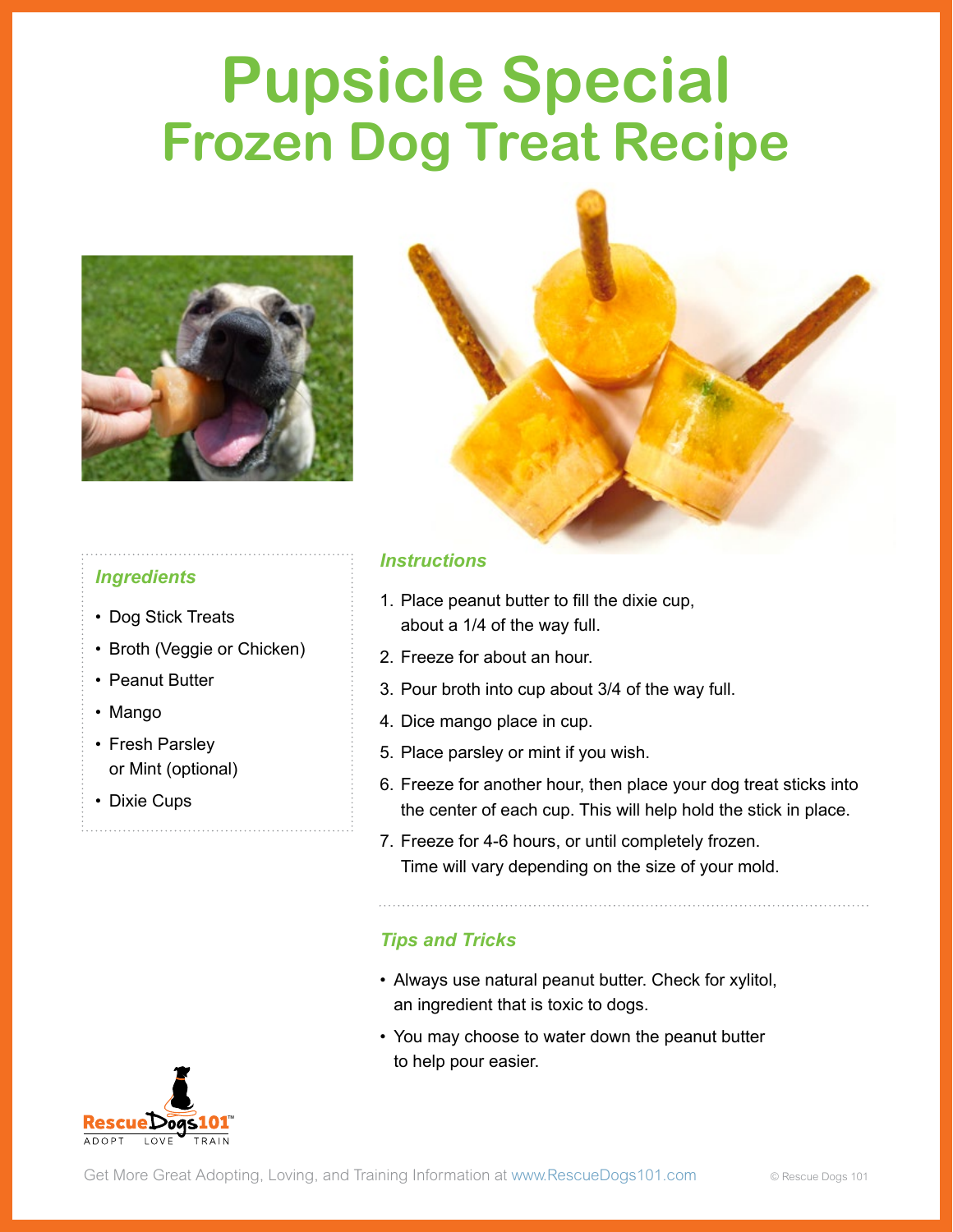# Pupsicle Special
## Frozen Dog Treat Recipe

### Ingredients

- Dog Stick Treats
- Broth (Veggie or Chicken)
- Peanut Butter
- Mango
- Fresh Parsley or Mint (optional)
- Dixie Cups

### Instructions

1. Place peanut butter to fill the dixie cup, about a 1/4 of the way full.
2. Freeze for about an hour.
3. Pour broth into cup about 3/4 of the way full.
4. Dice mango place in cup.
5. Place parsley or mint if you wish.
6. Freeze for another hour, then place your dog treat sticks into the center of each cup. This will help hold the stick in place.
7. Freeze for 4-6 hours, or until completely frozen. Time will vary depending on the size of your mold.

### Tips and Tricks

- Always use natural peanut butter. Check for xylitol, an ingredient that is toxic to dogs.
- You may choose to water down the peanut butter to help pour easier.

RescueDogs101™ ADOPT LOVE TRAIN

Get More Great Adopting, Loving, and Training Information at www.RescueDogs101.com

© Rescue Dogs 101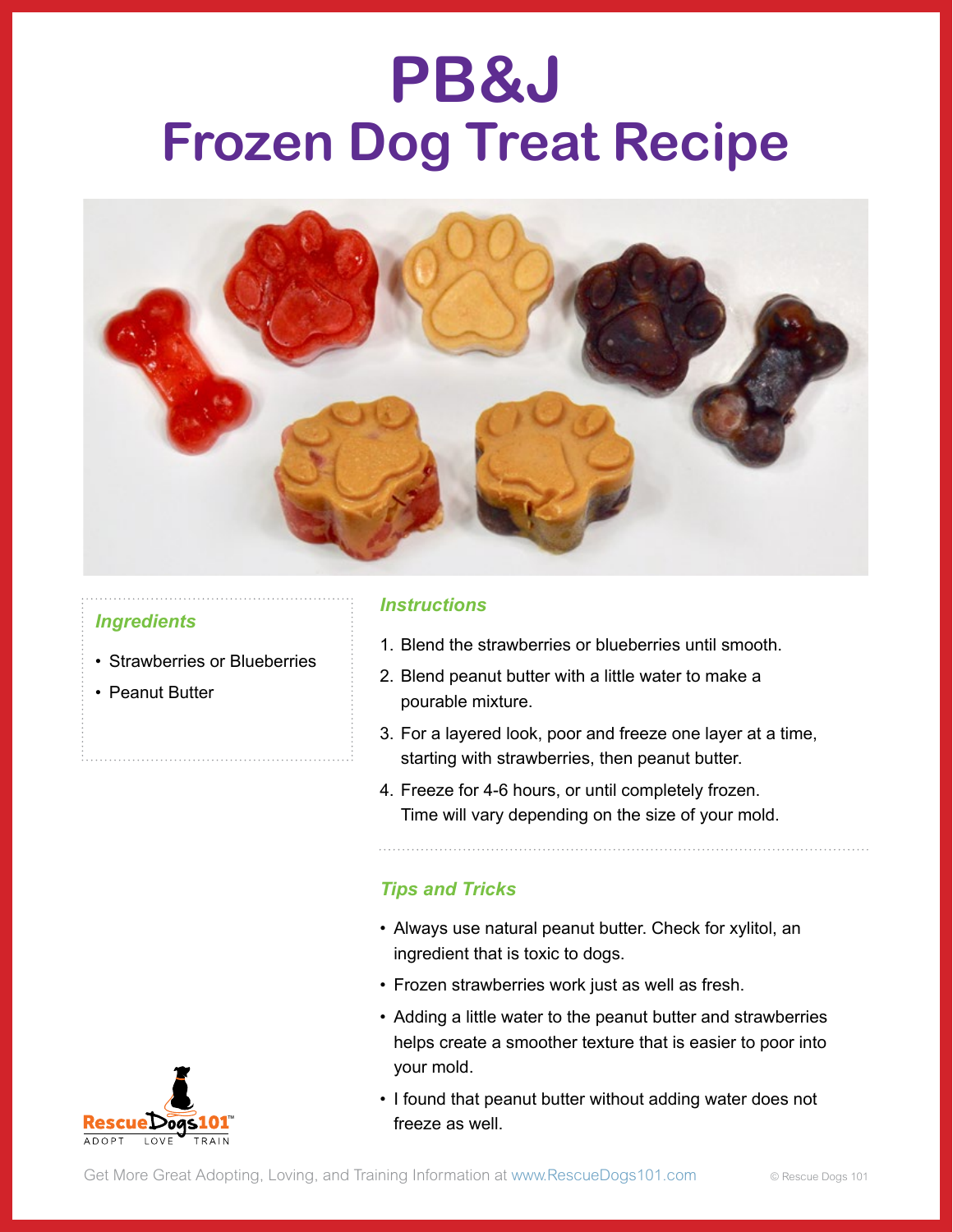# PB&J
# Frozen Dog Treat Recipe

### *Ingredients*

- Strawberries or Blueberries
- Peanut Butter

### *Instructions*

1. Blend the strawberries or blueberries until smooth.
2. Blend peanut butter with a little water to make a pourable mixture.
3. For a layered look, poor and freeze one layer at a time, starting with strawberries, then peanut butter.
4. Freeze for 4-6 hours, or until completely frozen. Time will vary depending on the size of your mold.

### *Tips and Tricks*

- Always use natural peanut butter. Check for xylitol, an ingredient that is toxic to dogs.
- Frozen strawberries work just as well as fresh.
- Adding a little water to the peanut butter and strawberries helps create a smoother texture that is easier to poor into your mold.
- I found that peanut butter without adding water does not freeze as well.

RescueDogs101™
ADOPT LOVE TRAIN

Get More Great Adopting, Loving, and Training Information at www.RescueDogs101.com

© Rescue Dogs 101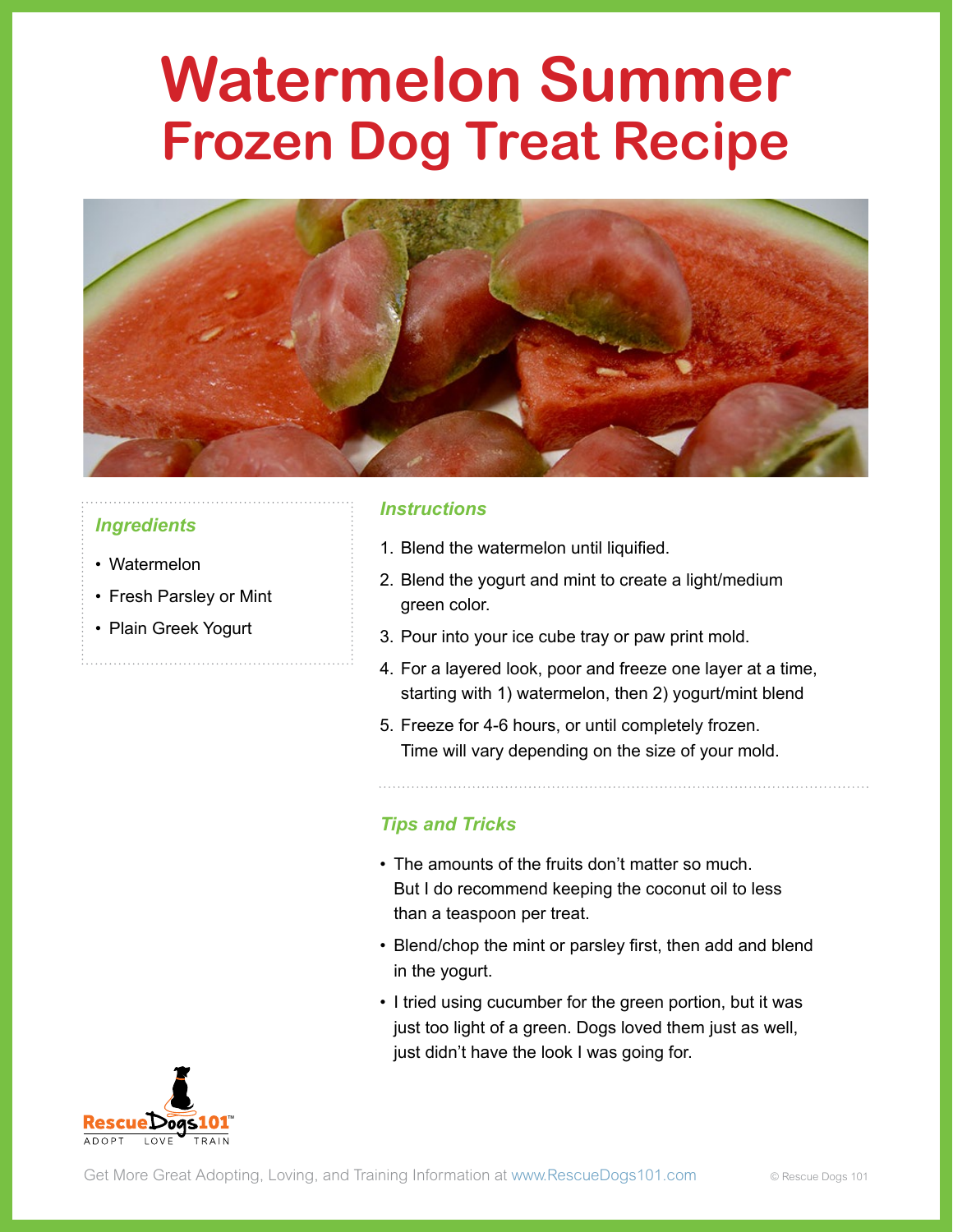# Watermelon Summer Frozen Dog Treat Recipe

### Ingredients

- Watermelon
- Fresh Parsley or Mint
- Plain Greek Yogurt

### Instructions

1. Blend the watermelon until liquified.
2. Blend the yogurt and mint to create a light/medium green color.
3. Pour into your ice cube tray or paw print mold.
4. For a layered look, poor and freeze one layer at a time, starting with 1) watermelon, then 2) yogurt/mint blend
5. Freeze for 4-6 hours, or until completely frozen. Time will vary depending on the size of your mold.

### Tips and Tricks

- The amounts of the fruits don't matter so much. But I do recommend keeping the coconut oil to less than a teaspoon per treat.
- Blend/chop the mint or parsley first, then add and blend in the yogurt.
- I tried using cucumber for the green portion, but it was just too light of a green. Dogs loved them just as well, just didn't have the look I was going for.

RescueDogs101™ ADOPT LOVE TRAIN

Get More Great Adopting, Loving, and Training Information at www.RescueDogs101.com

© Rescue Dogs 101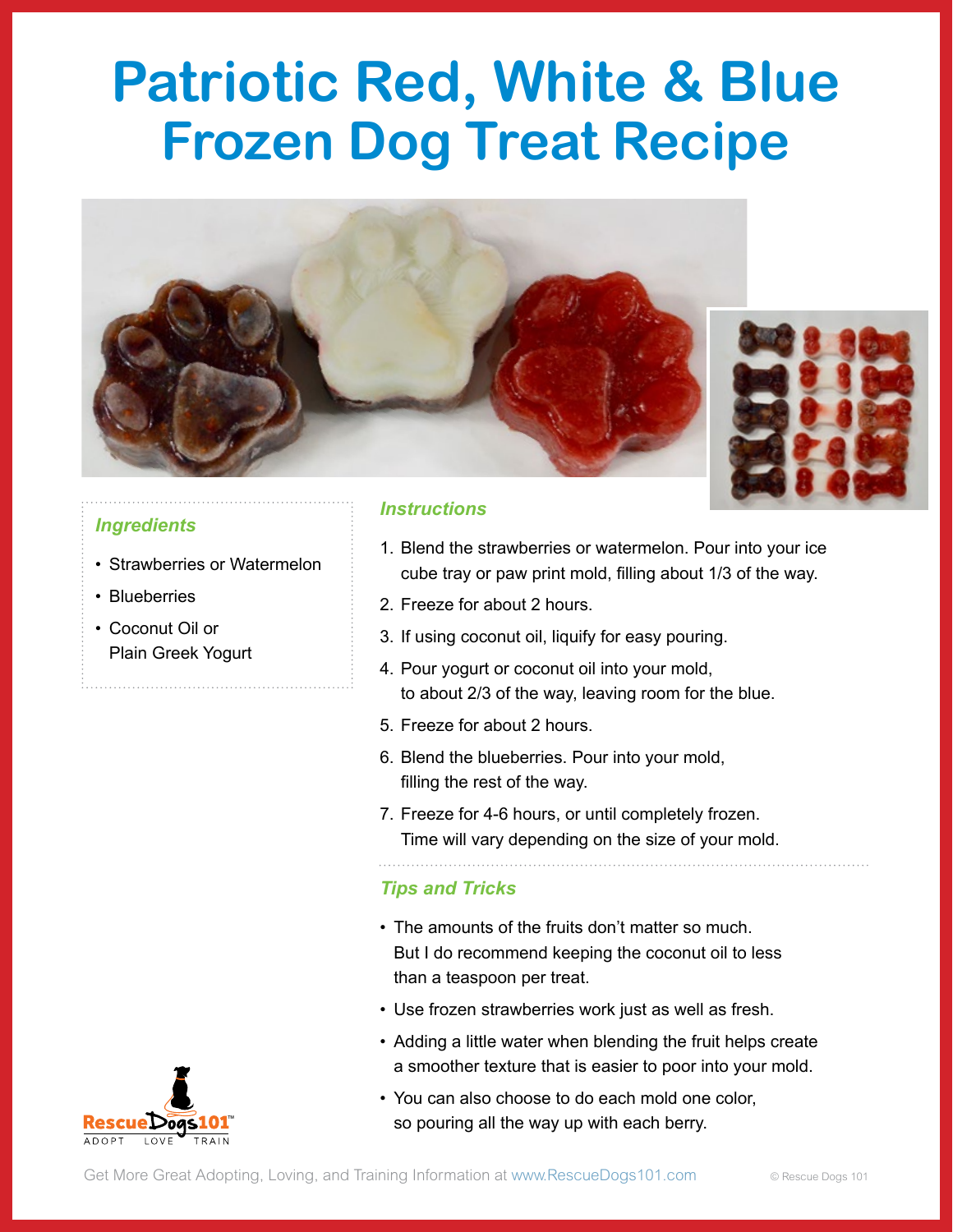# Patriotic Red, White & Blue Frozen Dog Treat Recipe

### *Ingredients*

- Strawberries or Watermelon
- Blueberries
- Coconut Oil or Plain Greek Yogurt

### *Instructions*

1. Blend the strawberries or watermelon. Pour into your ice cube tray or paw print mold, filling about 1/3 of the way.
2. Freeze for about 2 hours.
3. If using coconut oil, liquify for easy pouring.
4. Pour yogurt or coconut oil into your mold, to about 2/3 of the way, leaving room for the blue.
5. Freeze for about 2 hours.
6. Blend the blueberries. Pour into your mold, filling the rest of the way.
7. Freeze for 4-6 hours, or until completely frozen. Time will vary depending on the size of your mold.

### *Tips and Tricks*

- The amounts of the fruits don't matter so much. But I do recommend keeping the coconut oil to less than a teaspoon per treat.
- Use frozen strawberries work just as well as fresh.
- Adding a little water when blending the fruit helps create a smoother texture that is easier to poor into your mold.
- You can also choose to do each mold one color, so pouring all the way up with each berry.

RescueDogs101™
ADOPT LOVE TRAIN

Get More Great Adopting, Loving, and Training Information at www.RescueDogs101.com

© Rescue Dogs 101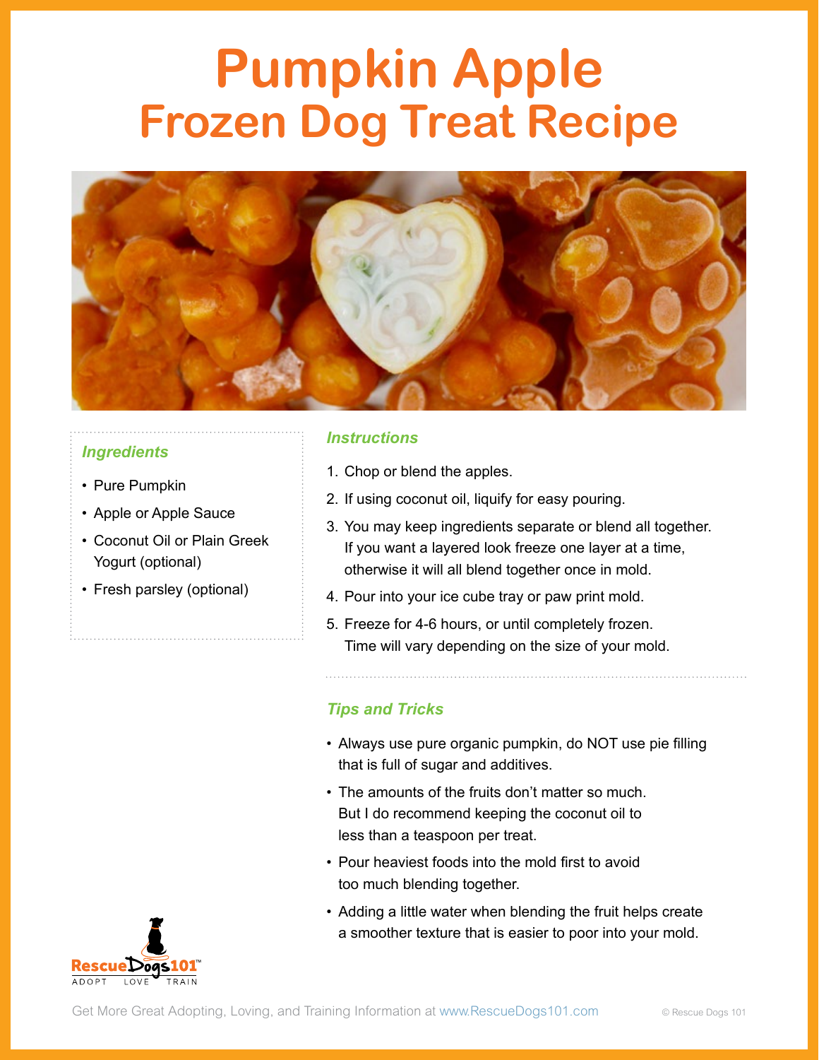# Pumpkin Apple
# Frozen Dog Treat Recipe

### *Ingredients*

- Pure Pumpkin
- Apple or Apple Sauce
- Coconut Oil or Plain Greek Yogurt (optional)
- Fresh parsley (optional)

### *Instructions*

1. Chop or blend the apples.
2. If using coconut oil, liquify for easy pouring.
3. You may keep ingredients separate or blend all together. If you want a layered look freeze one layer at a time, otherwise it will all blend together once in mold.
4. Pour into your ice cube tray or paw print mold.
5. Freeze for 4-6 hours, or until completely frozen. Time will vary depending on the size of your mold.

### *Tips and Tricks*

- Always use pure organic pumpkin, do NOT use pie filling that is full of sugar and additives.
- The amounts of the fruits don't matter so much. But I do recommend keeping the coconut oil to less than a teaspoon per treat.
- Pour heaviest foods into the mold first to avoid too much blending together.
- Adding a little water when blending the fruit helps create a smoother texture that is easier to poor into your mold.

RescueDogs101™
ADOPT LOVE TRAIN

Get More Great Adopting, Loving, and Training Information at www.RescueDogs101.com

© Rescue Dogs 101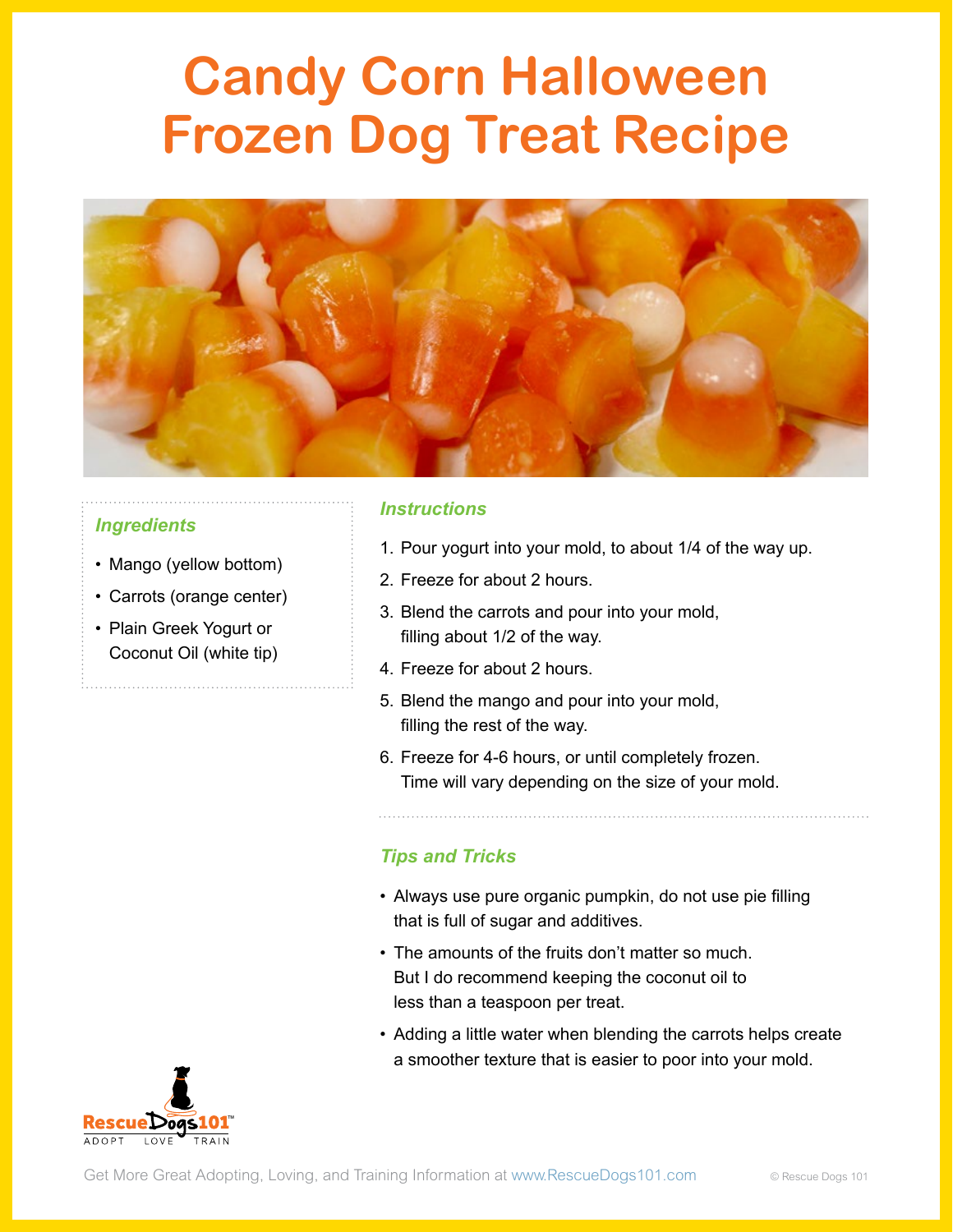# Candy Corn Halloween Frozen Dog Treat Recipe

### *Ingredients*

- Mango (yellow bottom)
- Carrots (orange center)
- Plain Greek Yogurt or Coconut Oil (white tip)

### *Instructions*

1. Pour yogurt into your mold, to about 1/4 of the way up.
2. Freeze for about 2 hours.
3. Blend the carrots and pour into your mold, filling about 1/2 of the way.
4. Freeze for about 2 hours.
5. Blend the mango and pour into your mold, filling the rest of the way.
6. Freeze for 4-6 hours, or until completely frozen. Time will vary depending on the size of your mold.

### *Tips and Tricks*

- Always use pure organic pumpkin, do not use pie filling that is full of sugar and additives.
- The amounts of the fruits don't matter so much. But I do recommend keeping the coconut oil to less than a teaspoon per treat.
- Adding a little water when blending the carrots helps create a smoother texture that is easier to poor into your mold.

RescueDogs101™
ADOPT LOVE TRAIN

Get More Great Adopting, Loving, and Training Information at www.RescueDogs101.com

© Rescue Dogs 101